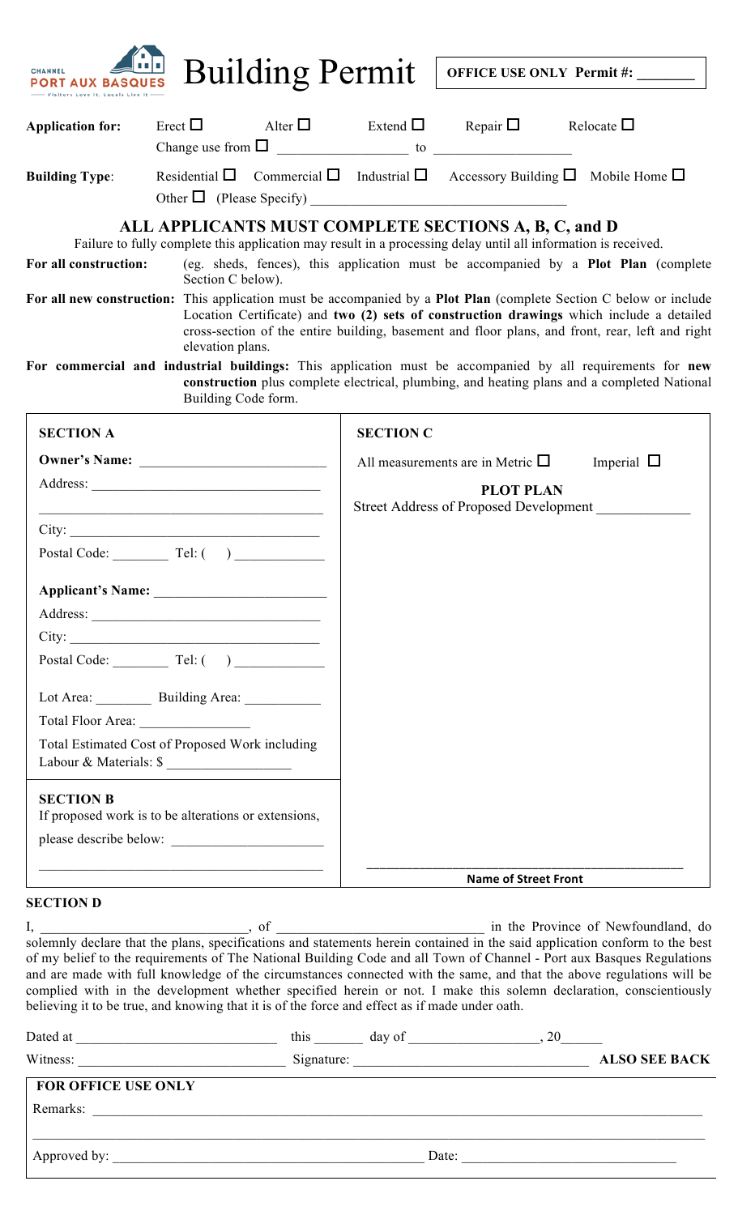CHANNEL PORT AUX BASQUES — Visitors Love It, Locals Live It

# Building Permit

**OFFICE USE ONLY Permit #: _______**

**Application for:** Erect ☐ Alter ☐ Extend ☐ Repair ☐ Relocate ☐
Change use from ☐ __________________ to ___________________

**Building Type:** Residential ☐ Commercial ☐ Industrial ☐ Accessory Building ☐ Mobile Home ☐
Other ☐ (Please Specify) ____________________________________

## ALL APPLICANTS MUST COMPLETE SECTIONS A, B, C, and D

Failure to fully complete this application may result in a processing delay until all information is received.

**For all construction:** (eg. sheds, fences), this application must be accompanied by a **Plot Plan** (complete Section C below).

**For all new construction:** This application must be accompanied by a **Plot Plan** (complete Section C below or include Location Certificate) and **two (2) sets of construction drawings** which include a detailed cross-section of the entire building, basement and floor plans, and front, rear, left and right elevation plans.

**For commercial and industrial buildings:** This application must be accompanied by all requirements for **new construction** plus complete electrical, plumbing, and heating plans and a completed National Building Code form.

### SECTION A

**Owner's Name:** _________________________

Address: _________________________________

_________________________________________

City: ____________________________________

Postal Code: ________ Tel: ( ) ____________

**Applicant's Name:** _______________________

Address: _________________________________

City: ____________________________________

Postal Code: ________ Tel: ( ) ____________

Lot Area: ________ Building Area: __________

Total Floor Area: _______________

Total Estimated Cost of Proposed Work including Labour & Materials: $ _________________

### SECTION B

If proposed work is to be alterations or extensions, please describe below: _____________________

_________________________________________

### SECTION C

All measurements are in Metric ☐ Imperial ☐

**PLOT PLAN**

Street Address of Proposed Development ____________

_____________________________________________

**Name of Street Front**

### SECTION D

I, ____________________________, of ____________________________ in the Province of Newfoundland, do solemnly declare that the plans, specifications and statements herein contained in the said application conform to the best of my belief to the requirements of The National Building Code and all Town of Channel - Port aux Basques Regulations and are made with full knowledge of the circumstances connected with the same, and that the above regulations will be complied with in the development whether specified herein or not. I make this solemn declaration, conscientiously believing it to be true, and knowing that it is of the force and effect as if made under oath.

Dated at ____________________________ this _______ day of _________________, 20______

Witness: ____________________________ Signature: ________________________________ **ALSO SEE BACK**

**FOR OFFICE USE ONLY**

Remarks: ______________________________________________________________________

_______________________________________________________________________________

Approved by: ___________________________________________ Date: ______________________________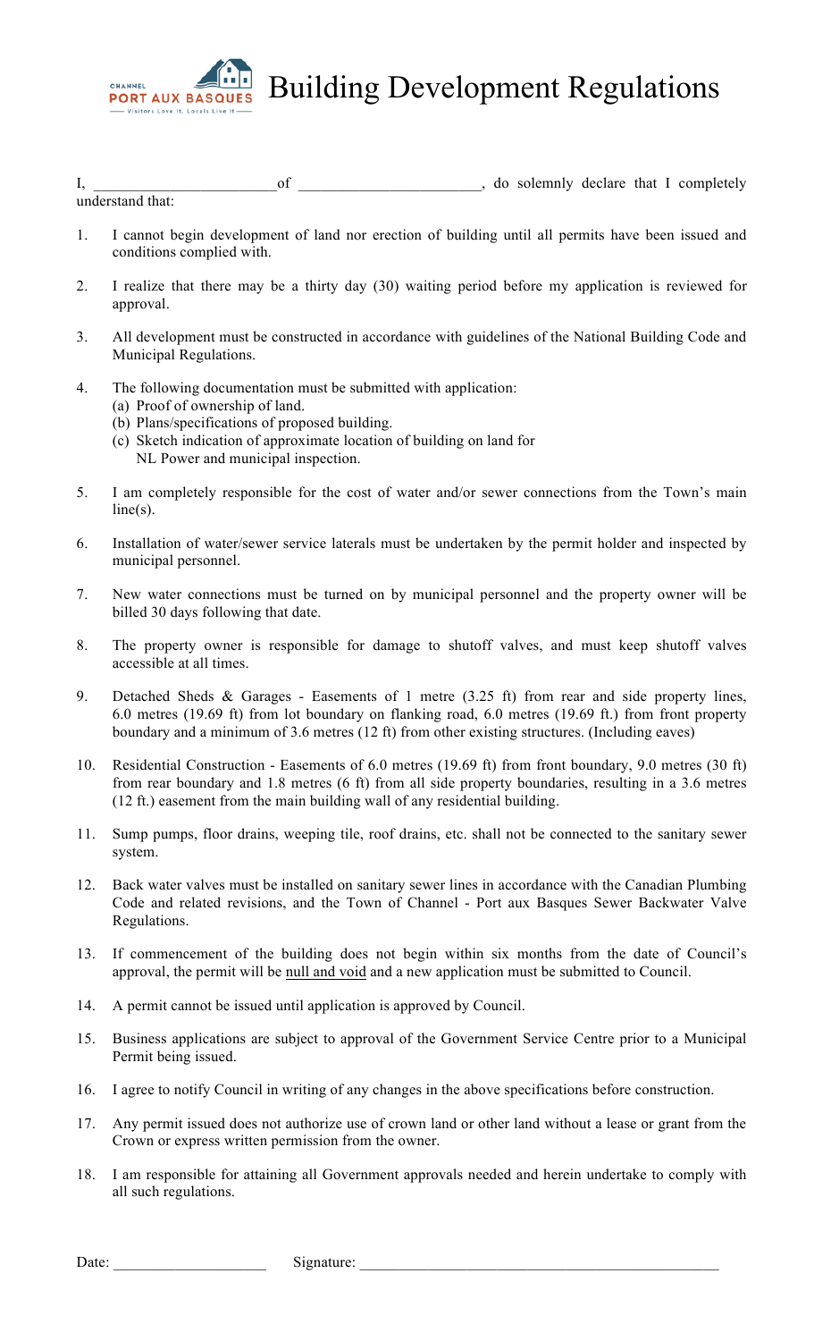# Building Development Regulations

I, ________________________ of ________________________, do solemnly declare that I completely understand that:

1. I cannot begin development of land nor erection of building until all permits have been issued and conditions complied with.

2. I realize that there may be a thirty day (30) waiting period before my application is reviewed for approval.

3. All development must be constructed in accordance with guidelines of the National Building Code and Municipal Regulations.

4. The following documentation must be submitted with application:
   (a) Proof of ownership of land.
   (b) Plans/specifications of proposed building.
   (c) Sketch indication of approximate location of building on land for NL Power and municipal inspection.

5. I am completely responsible for the cost of water and/or sewer connections from the Town's main line(s).

6. Installation of water/sewer service laterals must be undertaken by the permit holder and inspected by municipal personnel.

7. New water connections must be turned on by municipal personnel and the property owner will be billed 30 days following that date.

8. The property owner is responsible for damage to shutoff valves, and must keep shutoff valves accessible at all times.

9. Detached Sheds & Garages - Easements of 1 metre (3.25 ft) from rear and side property lines, 6.0 metres (19.69 ft) from lot boundary on flanking road, 6.0 metres (19.69 ft.) from front property boundary and a minimum of 3.6 metres (12 ft) from other existing structures. (Including eaves)

10. Residential Construction - Easements of 6.0 metres (19.69 ft) from front boundary, 9.0 metres (30 ft) from rear boundary and 1.8 metres (6 ft) from all side property boundaries, resulting in a 3.6 metres (12 ft.) easement from the main building wall of any residential building.

11. Sump pumps, floor drains, weeping tile, roof drains, etc. shall not be connected to the sanitary sewer system.

12. Back water valves must be installed on sanitary sewer lines in accordance with the Canadian Plumbing Code and related revisions, and the Town of Channel - Port aux Basques Sewer Backwater Valve Regulations.

13. If commencement of the building does not begin within six months from the date of Council's approval, the permit will be <u>null and void</u> and a new application must be submitted to Council.

14. A permit cannot be issued until application is approved by Council.

15. Business applications are subject to approval of the Government Service Centre prior to a Municipal Permit being issued.

16. I agree to notify Council in writing of any changes in the above specifications before construction.

17. Any permit issued does not authorize use of crown land or other land without a lease or grant from the Crown or express written permission from the owner.

18. I am responsible for attaining all Government approvals needed and herein undertake to comply with all such regulations.

Date: ____________________ Signature: ______________________________________________